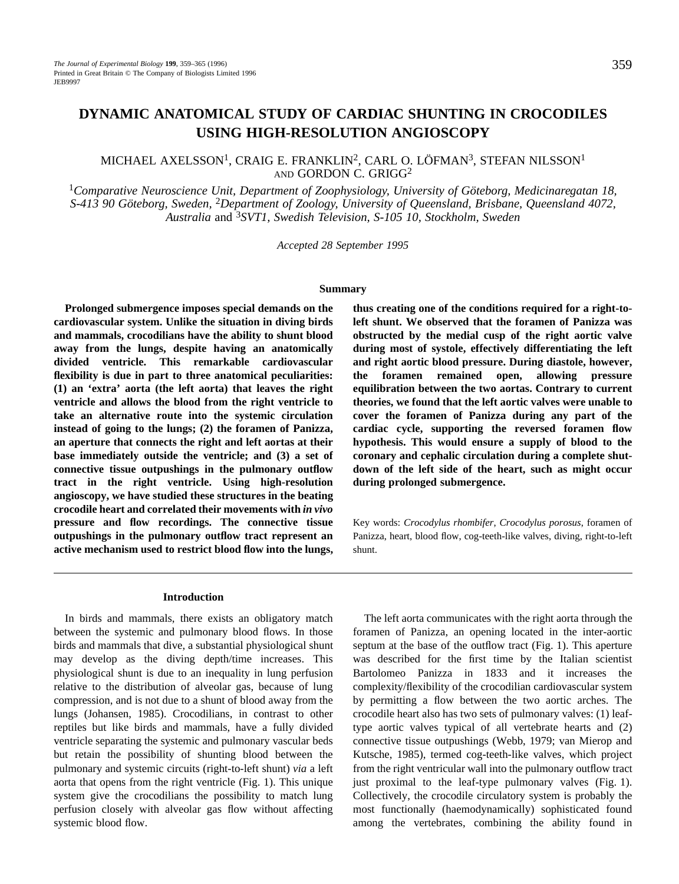# DYNAMIC ANATOMICAL STUDY OF CARDIAC SHUNTING IN CROCODILES USING HIGH-RESOLUTION ANGIOSCOPY

MICHAEL AXELSSON[1], CRAIG E. FRANKLIN[2], CARL O. LÖFMAN[3], STEFAN NILSSON[1] AND GORDON C. GRIGG[2]

[1]*Comparative Neuroscience Unit, Department of Zoophysiology, University of Göteborg, Medicinaregatan 18, S-413 90 Göteborg, Sweden,* [2]*Department of Zoology, University of Queensland, Brisbane, Queensland 4072, Australia* and [3]*SVT1, Swedish Television, S-105 10, Stockholm, Sweden*

*Accepted 28 September 1995*

## Summary

**Prolonged submergence imposes special demands on the cardiovascular system. Unlike the situation in diving birds and mammals, crocodilians have the ability to shunt blood away from the lungs, despite having an anatomically divided ventricle. This remarkable cardiovascular flexibility is due in part to three anatomical peculiarities: (1) an 'extra' aorta (the left aorta) that leaves the right ventricle and allows the blood from the right ventricle to take an alternative route into the systemic circulation instead of going to the lungs; (2) the foramen of Panizza, an aperture that connects the right and left aortas at their base immediately outside the ventricle; and (3) a set of connective tissue outpushings in the pulmonary outflow tract in the right ventricle. Using high-resolution angioscopy, we have studied these structures in the beating crocodile heart and correlated their movements with *in vivo* pressure and flow recordings. The connective tissue outpushings in the pulmonary outflow tract represent an active mechanism used to restrict blood flow into the lungs, thus creating one of the conditions required for a right-to-left shunt. We observed that the foramen of Panizza was obstructed by the medial cusp of the right aortic valve during most of systole, effectively differentiating the left and right aortic blood pressure. During diastole, however, the foramen remained open, allowing pressure equilibration between the two aortas. Contrary to current theories, we found that the left aortic valves were unable to cover the foramen of Panizza during any part of the cardiac cycle, supporting the reversed foramen flow hypothesis. This would ensure a supply of blood to the coronary and cephalic circulation during a complete shutdown of the left side of the heart, such as might occur during prolonged submergence.**

Key words: *Crocodylus rhombifer*, *Crocodylus porosus*, foramen of Panizza, heart, blood flow, cog-teeth-like valves, diving, right-to-left shunt.

## Introduction

In birds and mammals, there exists an obligatory match between the systemic and pulmonary blood flows. In those birds and mammals that dive, a substantial physiological shunt may develop as the diving depth/time increases. This physiological shunt is due to an inequality in lung perfusion relative to the distribution of alveolar gas, because of lung compression, and is not due to a shunt of blood away from the lungs (Johansen, 1985). Crocodilians, in contrast to other reptiles but like birds and mammals, have a fully divided ventricle separating the systemic and pulmonary vascular beds but retain the possibility of shunting blood between the pulmonary and systemic circuits (right-to-left shunt) *via* a left aorta that opens from the right ventricle (Fig. 1). This unique system give the crocodilians the possibility to match lung perfusion closely with alveolar gas flow without affecting systemic blood flow.

The left aorta communicates with the right aorta through the foramen of Panizza, an opening located in the inter-aortic septum at the base of the outflow tract (Fig. 1). This aperture was described for the first time by the Italian scientist Bartolomeo Panizza in 1833 and it increases the complexity/flexibility of the crocodilian cardiovascular system by permitting a flow between the two aortic arches. The crocodile heart also has two sets of pulmonary valves: (1) leaf-type aortic valves typical of all vertebrate hearts and (2) connective tissue outpushings (Webb, 1979; van Mierop and Kutsche, 1985), termed cog-teeth-like valves, which project from the right ventricular wall into the pulmonary outflow tract just proximal to the leaf-type pulmonary valves (Fig. 1). Collectively, the crocodile circulatory system is probably the most functionally (haemodynamically) sophisticated found among the vertebrates, combining the ability found in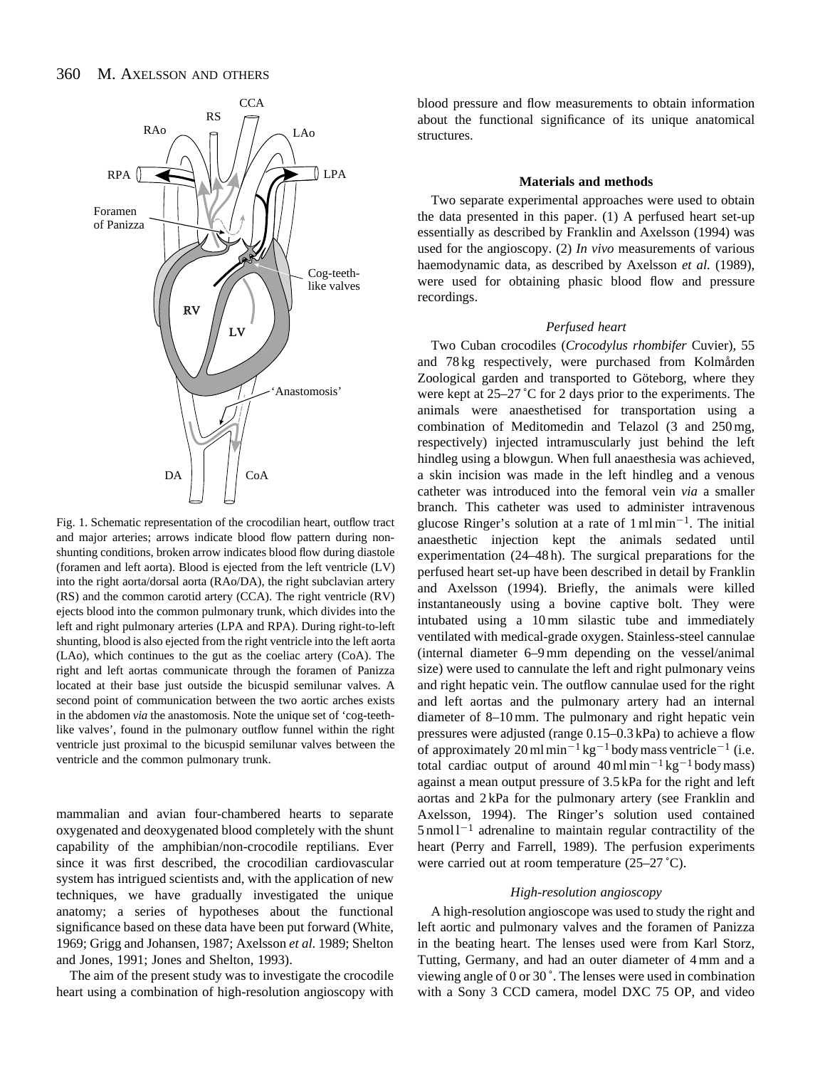Fig. 1. Schematic representation of the crocodilian heart, outflow tract and major arteries; arrows indicate blood flow pattern during non-shunting conditions, broken arrow indicates blood flow during diastole (foramen and left aorta). Blood is ejected from the left ventricle (LV) into the right aorta/dorsal aorta (RAo/DA), the right subclavian artery (RS) and the common carotid artery (CCA). The right ventricle (RV) ejects blood into the common pulmonary trunk, which divides into the left and right pulmonary arteries (LPA and RPA). During right-to-left shunting, blood is also ejected from the right ventricle into the left aorta (LAo), which continues to the gut as the coeliac artery (CoA). The right and left aortas communicate through the foramen of Panizza located at their base just outside the bicuspid semilunar valves. A second point of communication between the two aortic arches exists in the abdomen *via* the anastomosis. Note the unique set of 'cog-teeth-like valves', found in the pulmonary outflow funnel within the right ventricle just proximal to the bicuspid semilunar valves between the ventricle and the common pulmonary trunk.

mammalian and avian four-chambered hearts to separate oxygenated and deoxygenated blood completely with the shunt capability of the amphibian/non-crocodile reptilians. Ever since it was first described, the crocodilian cardiovascular system has intrigued scientists and, with the application of new techniques, we have gradually investigated the unique anatomy; a series of hypotheses about the functional significance based on these data have been put forward (White, 1969; Grigg and Johansen, 1987; Axelsson *et al.* 1989; Shelton and Jones, 1991; Jones and Shelton, 1993).

The aim of the present study was to investigate the crocodile heart using a combination of high-resolution angioscopy with blood pressure and flow measurements to obtain information about the functional significance of its unique anatomical structures.

## Materials and methods

Two separate experimental approaches were used to obtain the data presented in this paper. (1) A perfused heart set-up essentially as described by Franklin and Axelsson (1994) was used for the angioscopy. (2) *In vivo* measurements of various haemodynamic data, as described by Axelsson *et al.* (1989), were used for obtaining phasic blood flow and pressure recordings.

### *Perfused heart*

Two Cuban crocodiles (*Crocodylus rhombifer* Cuvier), 55 and 78 kg respectively, were purchased from Kolmården Zoological garden and transported to Göteborg, where they were kept at 25–27 °C for 2 days prior to the experiments. The animals were anaesthetised for transportation using a combination of Meditomedin and Telazol (3 and 250 mg, respectively) injected intramuscularly just behind the left hindleg using a blowgun. When full anaesthesia was achieved, a skin incision was made in the left hindleg and a venous catheter was introduced into the femoral vein *via* a smaller branch. This catheter was used to administer intravenous glucose Ringer's solution at a rate of $1\,\text{ml}\,\text{min}^{-1}$. The initial anaesthetic injection kept the animals sedated until experimentation (24–48 h). The surgical preparations for the perfused heart set-up have been described in detail by Franklin and Axelsson (1994). Briefly, the animals were killed instantaneously using a bovine captive bolt. They were intubated using a 10 mm silastic tube and immediately ventilated with medical-grade oxygen. Stainless-steel cannulae (internal diameter 6–9 mm depending on the vessel/animal size) were used to cannulate the left and right pulmonary veins and right hepatic vein. The outflow cannulae used for the right and left aortas and the pulmonary artery had an internal diameter of 8–10 mm. The pulmonary and right hepatic vein pressures were adjusted (range 0.15–0.3 kPa) to achieve a flow of approximately $20\,\text{ml}\,\text{min}^{-1}\,\text{kg}^{-1}$ body mass ventricle$^{-1}$ (i.e. total cardiac output of around $40\,\text{ml}\,\text{min}^{-1}\,\text{kg}^{-1}$ body mass) against a mean output pressure of 3.5 kPa for the right and left aortas and 2 kPa for the pulmonary artery (see Franklin and Axelsson, 1994). The Ringer's solution used contained $5\,\text{nmol}\,\text{l}^{-1}$ adrenaline to maintain regular contractility of the heart (Perry and Farrell, 1989). The perfusion experiments were carried out at room temperature (25–27 °C).

### *High-resolution angioscopy*

A high-resolution angioscope was used to study the right and left aortic and pulmonary valves and the foramen of Panizza in the beating heart. The lenses used were from Karl Storz, Tutting, Germany, and had an outer diameter of 4 mm and a viewing angle of 0 or 30 °. The lenses were used in combination with a Sony 3 CCD camera, model DXC 75 OP, and video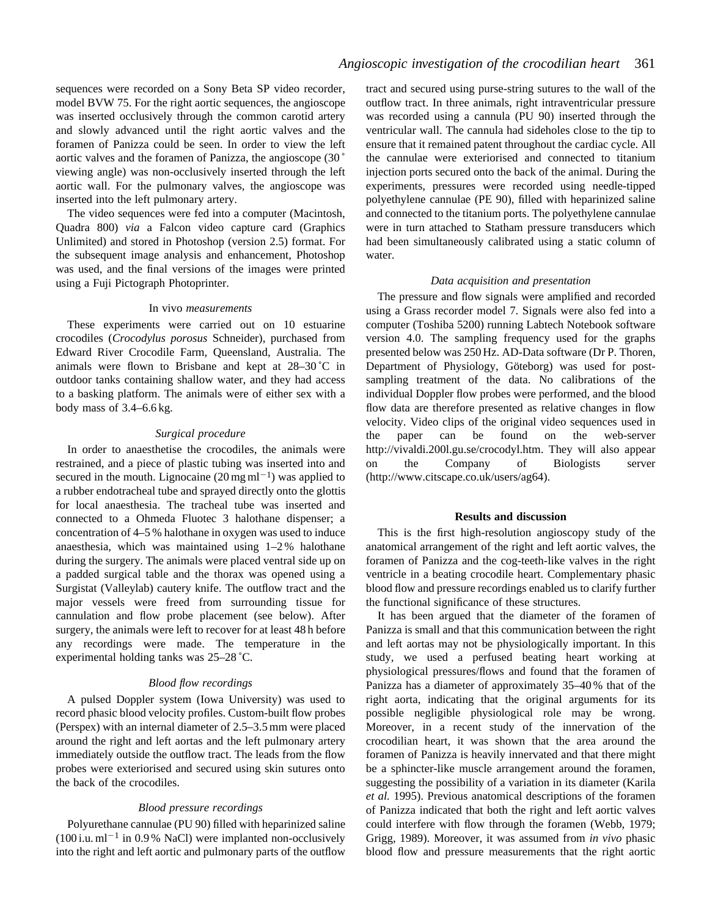sequences were recorded on a Sony Beta SP video recorder, model BVW 75. For the right aortic sequences, the angioscope was inserted occlusively through the common carotid artery and slowly advanced until the right aortic valves and the foramen of Panizza could be seen. In order to view the left aortic valves and the foramen of Panizza, the angioscope (30 ° viewing angle) was non-occlusively inserted through the left aortic wall. For the pulmonary valves, the angioscope was inserted into the left pulmonary artery.

The video sequences were fed into a computer (Macintosh, Quadra 800) *via* a Falcon video capture card (Graphics Unlimited) and stored in Photoshop (version 2.5) format. For the subsequent image analysis and enhancement, Photoshop was used, and the final versions of the images were printed using a Fuji Pictograph Photoprinter.

### In vivo *measurements*

These experiments were carried out on 10 estuarine crocodiles (*Crocodylus porosus* Schneider), purchased from Edward River Crocodile Farm, Queensland, Australia. The animals were flown to Brisbane and kept at 28–30 °C in outdoor tanks containing shallow water, and they had access to a basking platform. The animals were of either sex with a body mass of 3.4–6.6 kg.

### *Surgical procedure*

In order to anaesthetise the crocodiles, the animals were restrained, and a piece of plastic tubing was inserted into and secured in the mouth. Lignocaine (20 mg ml$^{-1}$) was applied to a rubber endotracheal tube and sprayed directly onto the glottis for local anaesthesia. The tracheal tube was inserted and connected to a Ohmeda Fluotec 3 halothane dispenser; a concentration of 4–5 % halothane in oxygen was used to induce anaesthesia, which was maintained using 1–2 % halothane during the surgery. The animals were placed ventral side up on a padded surgical table and the thorax was opened using a Surgistat (Valleylab) cautery knife. The outflow tract and the major vessels were freed from surrounding tissue for cannulation and flow probe placement (see below). After surgery, the animals were left to recover for at least 48 h before any recordings were made. The temperature in the experimental holding tanks was 25–28 °C.

### *Blood flow recordings*

A pulsed Doppler system (Iowa University) was used to record phasic blood velocity profiles. Custom-built flow probes (Perspex) with an internal diameter of 2.5–3.5 mm were placed around the right and left aortas and the left pulmonary artery immediately outside the outflow tract. The leads from the flow probes were exteriorised and secured using skin sutures onto the back of the crocodiles.

### *Blood pressure recordings*

Polyurethane cannulae (PU 90) filled with heparinized saline (100 i.u. ml$^{-1}$ in 0.9 % NaCl) were implanted non-occlusively into the right and left aortic and pulmonary parts of the outflow tract and secured using purse-string sutures to the wall of the outflow tract. In three animals, right intraventricular pressure was recorded using a cannula (PU 90) inserted through the ventricular wall. The cannula had sideholes close to the tip to ensure that it remained patent throughout the cardiac cycle. All the cannulae were exteriorised and connected to titanium injection ports secured onto the back of the animal. During the experiments, pressures were recorded using needle-tipped polyethylene cannulae (PE 90), filled with heparinized saline and connected to the titanium ports. The polyethylene cannulae were in turn attached to Statham pressure transducers which had been simultaneously calibrated using a static column of water.

### *Data acquisition and presentation*

The pressure and flow signals were amplified and recorded using a Grass recorder model 7. Signals were also fed into a computer (Toshiba 5200) running Labtech Notebook software version 4.0. The sampling frequency used for the graphs presented below was 250 Hz. AD-Data software (Dr P. Thoren, Department of Physiology, Göteborg) was used for post-sampling treatment of the data. No calibrations of the individual Doppler flow probes were performed, and the blood flow data are therefore presented as relative changes in flow velocity. Video clips of the original video sequences used in the paper can be found on the web-server http://vivaldi.200l.gu.se/crocodyl.htm. They will also appear on the Company of Biologists server (http://www.citscape.co.uk/users/ag64).

## Results and discussion

This is the first high-resolution angioscopy study of the anatomical arrangement of the right and left aortic valves, the foramen of Panizza and the cog-teeth-like valves in the right ventricle in a beating crocodile heart. Complementary phasic blood flow and pressure recordings enabled us to clarify further the functional significance of these structures.

It has been argued that the diameter of the foramen of Panizza is small and that this communication between the right and left aortas may not be physiologically important. In this study, we used a perfused beating heart working at physiological pressures/flows and found that the foramen of Panizza has a diameter of approximately 35–40 % that of the right aorta, indicating that the original arguments for its possible negligible physiological role may be wrong. Moreover, in a recent study of the innervation of the crocodilian heart, it was shown that the area around the foramen of Panizza is heavily innervated and that there might be a sphincter-like muscle arrangement around the foramen, suggesting the possibility of a variation in its diameter (Karila *et al.* 1995). Previous anatomical descriptions of the foramen of Panizza indicated that both the right and left aortic valves could interfere with flow through the foramen (Webb, 1979; Grigg, 1989). Moreover, it was assumed from *in vivo* phasic blood flow and pressure measurements that the right aortic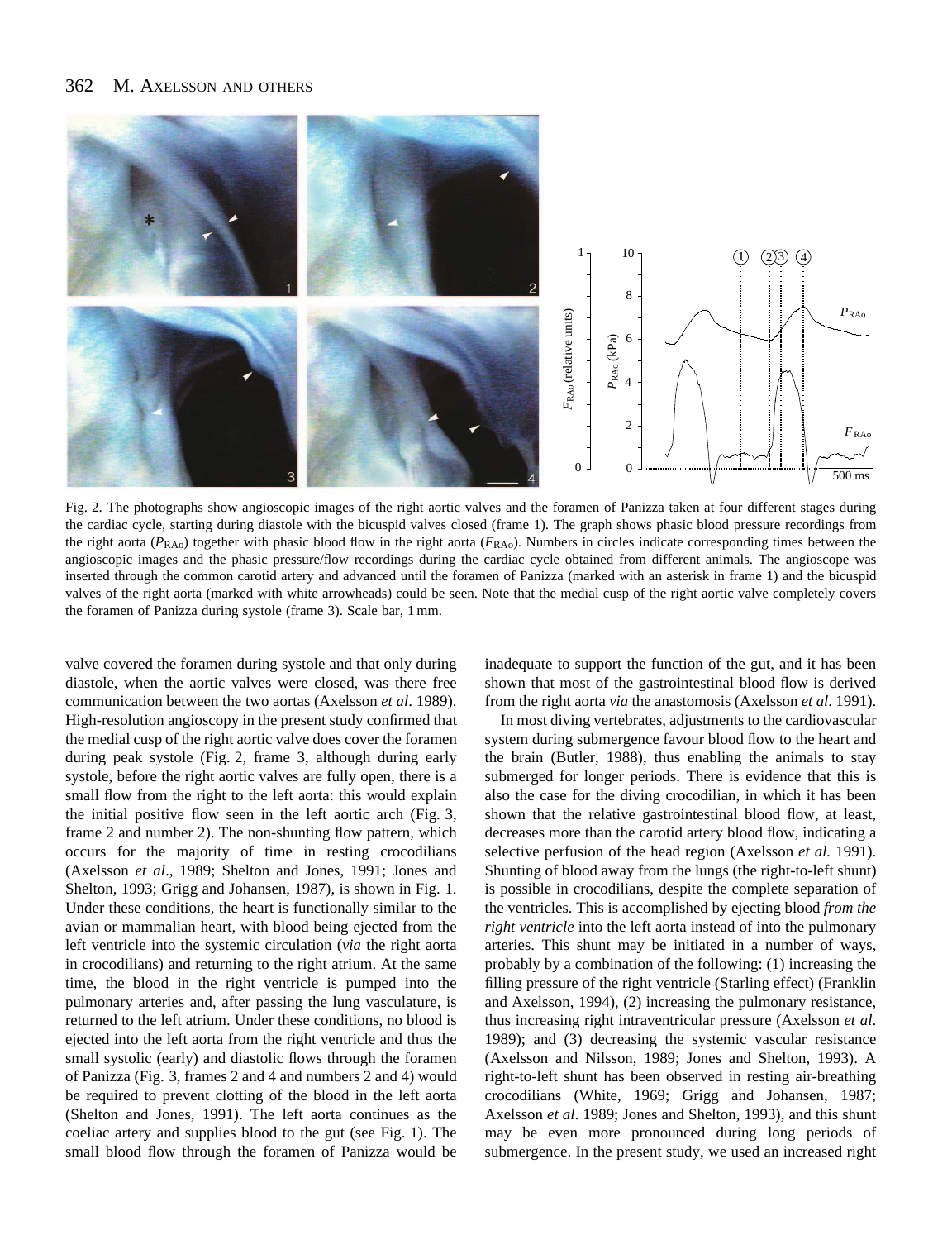Fig. 2. The photographs show angioscopic images of the right aortic valves and the foramen of Panizza taken at four different stages during the cardiac cycle, starting during diastole with the bicuspid valves closed (frame 1). The graph shows phasic blood pressure recordings from the right aorta ($P_{RAo}$) together with phasic blood flow in the right aorta ($F_{RAo}$). Numbers in circles indicate corresponding times between the angioscopic images and the phasic pressure/flow recordings during the cardiac cycle obtained from different animals. The angioscope was inserted through the common carotid artery and advanced until the foramen of Panizza (marked with an asterisk in frame 1) and the bicuspid valves of the right aorta (marked with white arrowheads) could be seen. Note that the medial cusp of the right aortic valve completely covers the foramen of Panizza during systole (frame 3). Scale bar, 1 mm.

valve covered the foramen during systole and that only during diastole, when the aortic valves were closed, was there free communication between the two aortas (Axelsson *et al*. 1989). High-resolution angioscopy in the present study confirmed that the medial cusp of the right aortic valve does cover the foramen during peak systole (Fig. 2, frame 3, although during early systole, before the right aortic valves are fully open, there is a small flow from the right to the left aorta: this would explain the initial positive flow seen in the left aortic arch (Fig. 3, frame 2 and number 2). The non-shunting flow pattern, which occurs for the majority of time in resting crocodilians (Axelsson *et al*., 1989; Shelton and Jones, 1991; Jones and Shelton, 1993; Grigg and Johansen, 1987), is shown in Fig. 1. Under these conditions, the heart is functionally similar to the avian or mammalian heart, with blood being ejected from the left ventricle into the systemic circulation (*via* the right aorta in crocodilians) and returning to the right atrium. At the same time, the blood in the right ventricle is pumped into the pulmonary arteries and, after passing the lung vasculature, is returned to the left atrium. Under these conditions, no blood is ejected into the left aorta from the right ventricle and thus the small systolic (early) and diastolic flows through the foramen of Panizza (Fig. 3, frames 2 and 4 and numbers 2 and 4) would be required to prevent clotting of the blood in the left aorta (Shelton and Jones, 1991). The left aorta continues as the coeliac artery and supplies blood to the gut (see Fig. 1). The small blood flow through the foramen of Panizza would be inadequate to support the function of the gut, and it has been shown that most of the gastrointestinal blood flow is derived from the right aorta *via* the anastomosis (Axelsson *et al*. 1991).

In most diving vertebrates, adjustments to the cardiovascular system during submergence favour blood flow to the heart and the brain (Butler, 1988), thus enabling the animals to stay submerged for longer periods. There is evidence that this is also the case for the diving crocodilian, in which it has been shown that the relative gastrointestinal blood flow, at least, decreases more than the carotid artery blood flow, indicating a selective perfusion of the head region (Axelsson *et al.* 1991). Shunting of blood away from the lungs (the right-to-left shunt) is possible in crocodilians, despite the complete separation of the ventricles. This is accomplished by ejecting blood *from the right ventricle* into the left aorta instead of into the pulmonary arteries. This shunt may be initiated in a number of ways, probably by a combination of the following: (1) increasing the filling pressure of the right ventricle (Starling effect) (Franklin and Axelsson, 1994), (2) increasing the pulmonary resistance, thus increasing right intraventricular pressure (Axelsson *et al*. 1989); and (3) decreasing the systemic vascular resistance (Axelsson and Nilsson, 1989; Jones and Shelton, 1993). A right-to-left shunt has been observed in resting air-breathing crocodilians (White, 1969; Grigg and Johansen, 1987; Axelsson *et al*. 1989; Jones and Shelton, 1993), and this shunt may be even more pronounced during long periods of submergence. In the present study, we used an increased right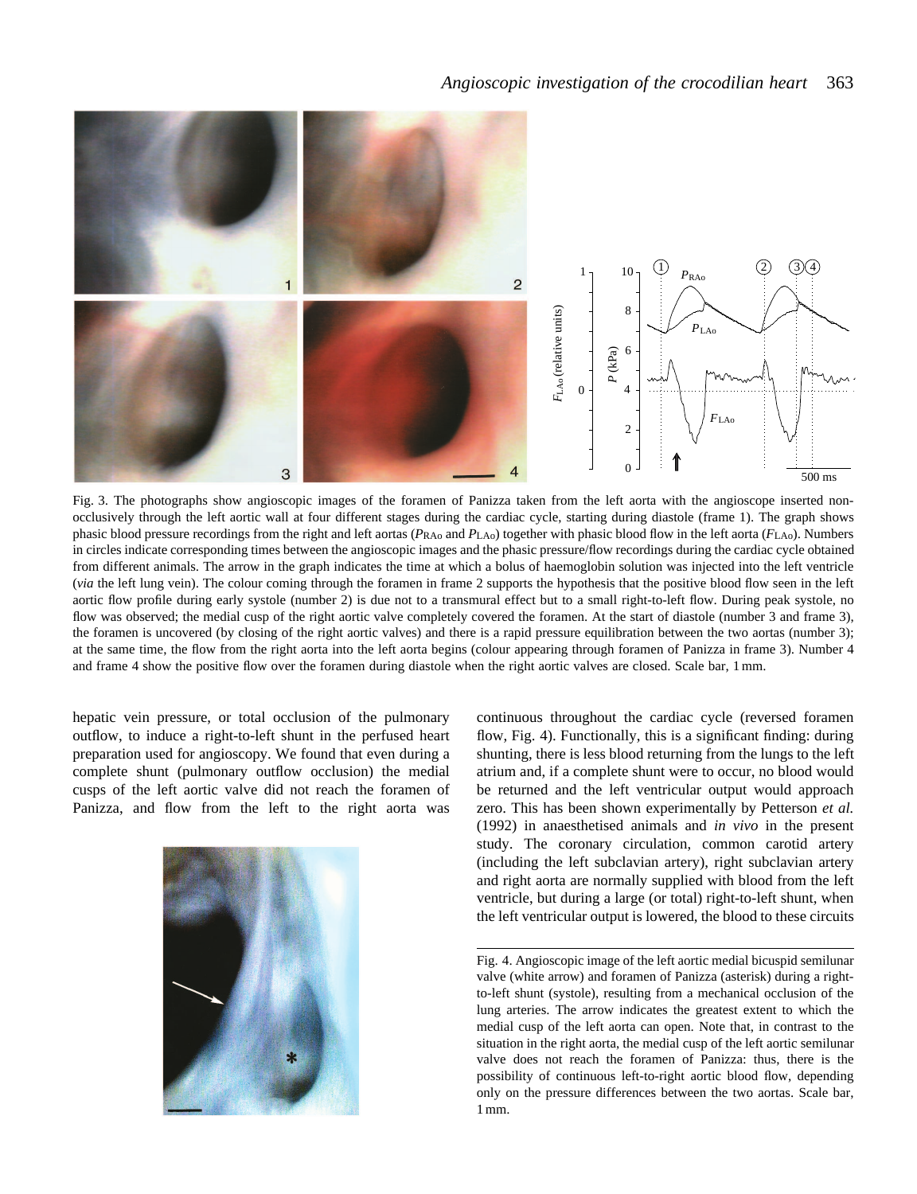Fig. 3. The photographs show angioscopic images of the foramen of Panizza taken from the left aorta with the angioscope inserted non-occlusively through the left aortic wall at four different stages during the cardiac cycle, starting during diastole (frame 1). The graph shows phasic blood pressure recordings from the right and left aortas ($P_{RAo}$ and $P_{LAo}$) together with phasic blood flow in the left aorta ($F_{LAo}$). Numbers in circles indicate corresponding times between the angioscopic images and the phasic pressure/flow recordings during the cardiac cycle obtained from different animals. The arrow in the graph indicates the time at which a bolus of haemoglobin solution was injected into the left ventricle (*via* the left lung vein). The colour coming through the foramen in frame 2 supports the hypothesis that the positive blood flow seen in the left aortic flow profile during early systole (number 2) is due not to a transmural effect but to a small right-to-left flow. During peak systole, no flow was observed; the medial cusp of the right aortic valve completely covered the foramen. At the start of diastole (number 3 and frame 3), the foramen is uncovered (by closing of the right aortic valves) and there is a rapid pressure equilibration between the two aortas (number 3); at the same time, the flow from the right aorta into the left aorta begins (colour appearing through foramen of Panizza in frame 3). Number 4 and frame 4 show the positive flow over the foramen during diastole when the right aortic valves are closed. Scale bar, 1 mm.

hepatic vein pressure, or total occlusion of the pulmonary outflow, to induce a right-to-left shunt in the perfused heart preparation used for angioscopy. We found that even during a complete shunt (pulmonary outflow occlusion) the medial cusps of the left aortic valve did not reach the foramen of Panizza, and flow from the left to the right aorta was continuous throughout the cardiac cycle (reversed foramen flow, Fig. 4). Functionally, this is a significant finding: during shunting, there is less blood returning from the lungs to the left atrium and, if a complete shunt were to occur, no blood would be returned and the left ventricular output would approach zero. This has been shown experimentally by Petterson *et al.* (1992) in anaesthetised animals and *in vivo* in the present study. The coronary circulation, common carotid artery (including the left subclavian artery), right subclavian artery and right aorta are normally supplied with blood from the left ventricle, but during a large (or total) right-to-left shunt, when the left ventricular output is lowered, the blood to these circuits

Fig. 4. Angioscopic image of the left aortic medial bicuspid semilunar valve (white arrow) and foramen of Panizza (asterisk) during a right-to-left shunt (systole), resulting from a mechanical occlusion of the lung arteries. The arrow indicates the greatest extent to which the medial cusp of the left aorta can open. Note that, in contrast to the situation in the right aorta, the medial cusp of the left aortic semilunar valve does not reach the foramen of Panizza: thus, there is the possibility of continuous left-to-right aortic blood flow, depending only on the pressure differences between the two aortas. Scale bar, 1 mm.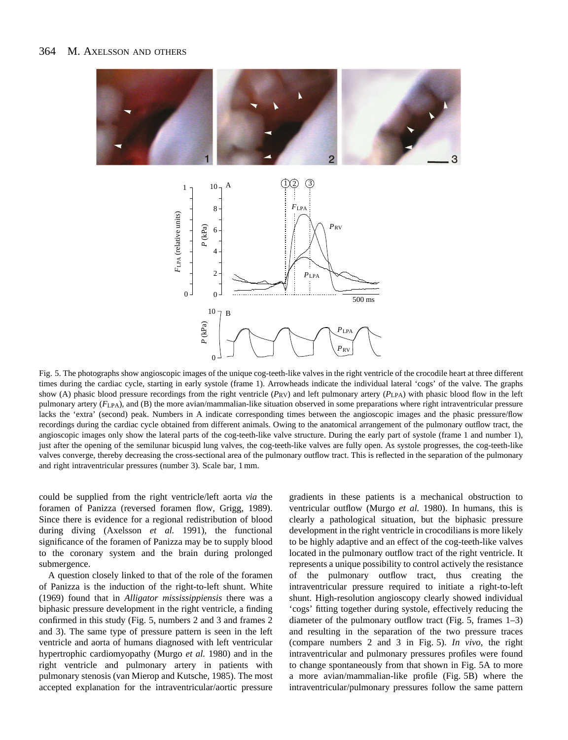Fig. 5. The photographs show angioscopic images of the unique cog-teeth-like valves in the right ventricle of the crocodile heart at three different times during the cardiac cycle, starting in early systole (frame 1). Arrowheads indicate the individual lateral 'cogs' of the valve. The graphs show (A) phasic blood pressure recordings from the right ventricle ($P_{RV}$) and left pulmonary artery ($P_{LPA}$) with phasic blood flow in the left pulmonary artery ($F_{LPA}$), and (B) the more avian/mammalian-like situation observed in some preparations where right intraventricular pressure lacks the 'extra' (second) peak. Numbers in A indicate corresponding times between the angioscopic images and the phasic pressure/flow recordings during the cardiac cycle obtained from different animals. Owing to the anatomical arrangement of the pulmonary outflow tract, the angioscopic images only show the lateral parts of the cog-teeth-like valve structure. During the early part of systole (frame 1 and number 1), just after the opening of the semilunar bicuspid lung valves, the cog-teeth-like valves are fully open. As systole progresses, the cog-teeth-like valves converge, thereby decreasing the cross-sectional area of the pulmonary outflow tract. This is reflected in the separation of the pulmonary and right intraventricular pressures (number 3). Scale bar, 1 mm.

could be supplied from the right ventricle/left aorta *via* the foramen of Panizza (reversed foramen flow, Grigg, 1989). Since there is evidence for a regional redistribution of blood during diving (Axelsson *et al.* 1991), the functional significance of the foramen of Panizza may be to supply blood to the coronary system and the brain during prolonged submergence.

A question closely linked to that of the role of the foramen of Panizza is the induction of the right-to-left shunt. White (1969) found that in *Alligator mississippiensis* there was a biphasic pressure development in the right ventricle, a finding confirmed in this study (Fig. 5, numbers 2 and 3 and frames 2 and 3). The same type of pressure pattern is seen in the left ventricle and aorta of humans diagnosed with left ventricular hypertrophic cardiomyopathy (Murgo *et al.* 1980) and in the right ventricle and pulmonary artery in patients with pulmonary stenosis (van Mierop and Kutsche, 1985). The most accepted explanation for the intraventricular/aortic pressure gradients in these patients is a mechanical obstruction to ventricular outflow (Murgo *et al.* 1980). In humans, this is clearly a pathological situation, but the biphasic pressure development in the right ventricle in crocodilians is more likely to be highly adaptive and an effect of the cog-teeth-like valves located in the pulmonary outflow tract of the right ventricle. It represents a unique possibility to control actively the resistance of the pulmonary outflow tract, thus creating the intraventricular pressure required to initiate a right-to-left shunt. High-resolution angioscopy clearly showed individual 'cogs' fitting together during systole, effectively reducing the diameter of the pulmonary outflow tract (Fig. 5, frames 1–3) and resulting in the separation of the two pressure traces (compare numbers 2 and 3 in Fig. 5). *In vivo*, the right intraventricular and pulmonary pressures profiles were found to change spontaneously from that shown in Fig. 5A to more a more avian/mammalian-like profile (Fig. 5B) where the intraventricular/pulmonary pressures follow the same pattern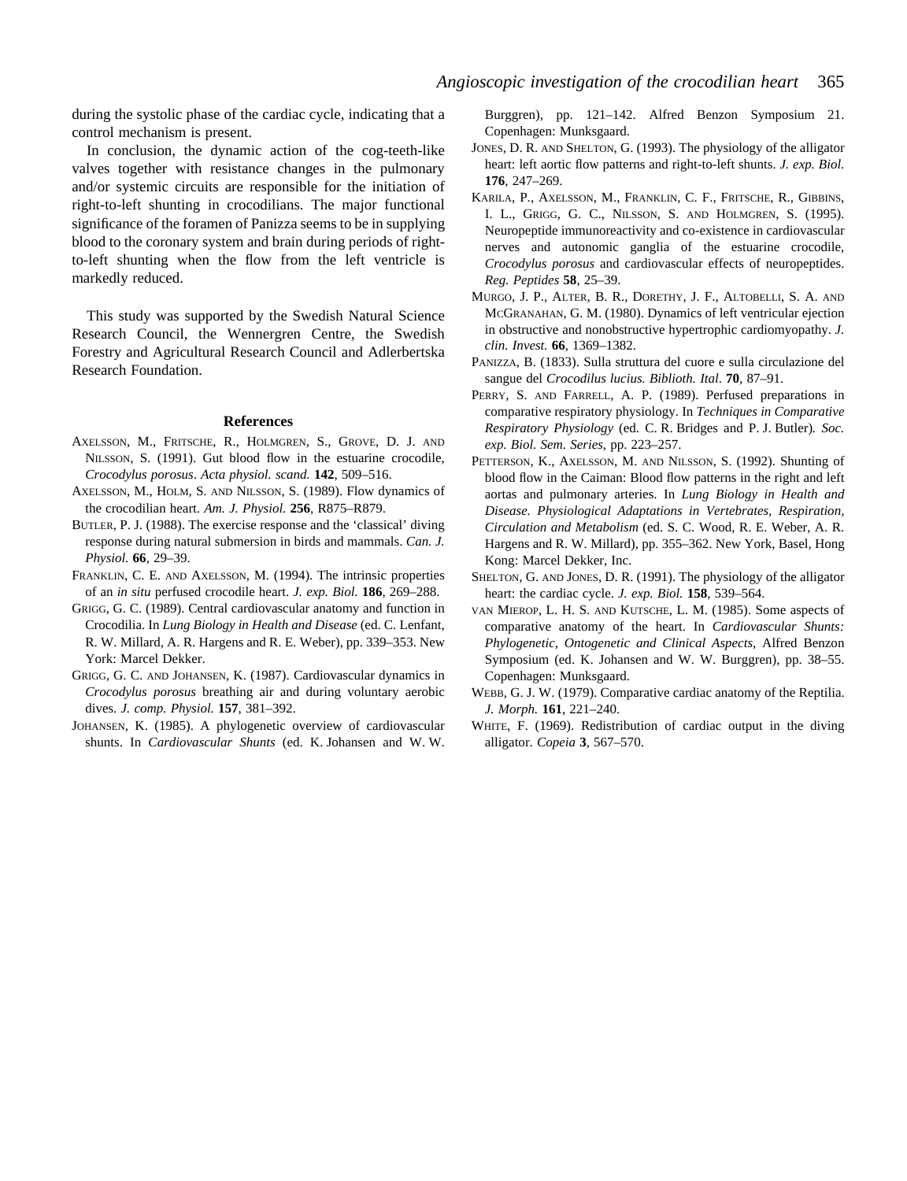during the systolic phase of the cardiac cycle, indicating that a control mechanism is present.

In conclusion, the dynamic action of the cog-teeth-like valves together with resistance changes in the pulmonary and/or systemic circuits are responsible for the initiation of right-to-left shunting in crocodilians. The major functional significance of the foramen of Panizza seems to be in supplying blood to the coronary system and brain during periods of right-to-left shunting when the flow from the left ventricle is markedly reduced.

This study was supported by the Swedish Natural Science Research Council, the Wennergren Centre, the Swedish Forestry and Agricultural Research Council and Adlerbertska Research Foundation.

## References

Axelsson, M., Fritsche, R., Holmgren, S., Grove, D. J. and Nilsson, S. (1991). Gut blood flow in the estuarine crocodile, *Crocodylus porosus*. *Acta physiol. scand.* **142**, 509–516.

Axelsson, M., Holm, S. and Nilsson, S. (1989). Flow dynamics of the crocodilian heart. *Am. J. Physiol.* **256**, R875–R879.

Butler, P. J. (1988). The exercise response and the 'classical' diving response during natural submersion in birds and mammals. *Can. J. Physiol.* **66**, 29–39.

Franklin, C. E. and Axelsson, M. (1994). The intrinsic properties of an *in situ* perfused crocodile heart. *J. exp. Biol.* **186**, 269–288.

Grigg, G. C. (1989). Central cardiovascular anatomy and function in Crocodilia. In *Lung Biology in Health and Disease* (ed. C. Lenfant, R. W. Millard, A. R. Hargens and R. E. Weber), pp. 339–353. New York: Marcel Dekker.

Grigg, G. C. and Johansen, K. (1987). Cardiovascular dynamics in *Crocodylus porosus* breathing air and during voluntary aerobic dives. *J. comp. Physiol.* **157**, 381–392.

Johansen, K. (1985). A phylogenetic overview of cardiovascular shunts. In *Cardiovascular Shunts* (ed. K. Johansen and W. W. Burggren), pp. 121–142. Alfred Benzon Symposium 21. Copenhagen: Munksgaard.

Jones, D. R. and Shelton, G. (1993). The physiology of the alligator heart: left aortic flow patterns and right-to-left shunts. *J. exp. Biol.* **176**, 247–269.

Karila, P., Axelsson, M., Franklin, C. F., Fritsche, R., Gibbins, I. L., Grigg, G. C., Nilsson, S. and Holmgren, S. (1995). Neuropeptide immunoreactivity and co-existence in cardiovascular nerves and autonomic ganglia of the estuarine crocodile, *Crocodylus porosus* and cardiovascular effects of neuropeptides. *Reg. Peptides* **58**, 25–39.

Murgo, J. P., Alter, B. R., Dorethy, J. F., Altobelli, S. A. and McGranahan, G. M. (1980). Dynamics of left ventricular ejection in obstructive and nonobstructive hypertrophic cardiomyopathy. *J. clin. Invest.* **66**, 1369–1382.

Panizza, B. (1833). Sulla struttura del cuore e sulla circulazione del sangue del *Crocodilus lucius. Biblioth. Ital.* **70**, 87–91.

Perry, S. and Farrell, A. P. (1989). Perfused preparations in comparative respiratory physiology. In *Techniques in Comparative Respiratory Physiology* (ed. C. R. Bridges and P. J. Butler). *Soc. exp. Biol. Sem. Series*, pp. 223–257.

Petterson, K., Axelsson, M. and Nilsson, S. (1992). Shunting of blood flow in the Caiman: Blood flow patterns in the right and left aortas and pulmonary arteries. In *Lung Biology in Health and Disease. Physiological Adaptations in Vertebrates, Respiration, Circulation and Metabolism* (ed. S. C. Wood, R. E. Weber, A. R. Hargens and R. W. Millard), pp. 355–362. New York, Basel, Hong Kong: Marcel Dekker, Inc.

Shelton, G. and Jones, D. R. (1991). The physiology of the alligator heart: the cardiac cycle. *J. exp. Biol.* **158**, 539–564.

van Mierop, L. H. S. and Kutsche, L. M. (1985). Some aspects of comparative anatomy of the heart. In *Cardiovascular Shunts: Phylogenetic, Ontogenetic and Clinical Aspects*, Alfred Benzon Symposium (ed. K. Johansen and W. W. Burggren), pp. 38–55. Copenhagen: Munksgaard.

Webb, G. J. W. (1979). Comparative cardiac anatomy of the Reptilia. *J. Morph.* **161**, 221–240.

White, F. (1969). Redistribution of cardiac output in the diving alligator. *Copeia* **3**, 567–570.